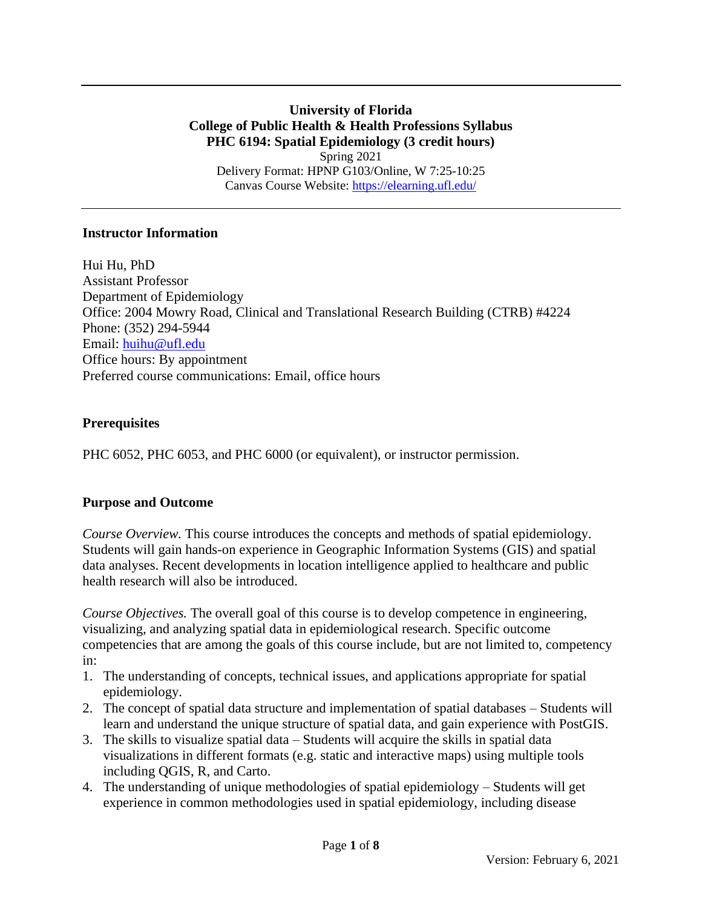**University of Florida**
**College of Public Health & Health Professions Syllabus**
**PHC 6194: Spatial Epidemiology (3 credit hours)**

Spring 2021
Delivery Format: HPNP G103/Online, W 7:25-10:25
Canvas Course Website: https://elearning.ufl.edu/

---

## Instructor Information

Hui Hu, PhD
Assistant Professor
Department of Epidemiology
Office: 2004 Mowry Road, Clinical and Translational Research Building (CTRB) #4224
Phone: (352) 294-5944
Email: huihu@ufl.edu
Office hours: By appointment
Preferred course communications: Email, office hours

## Prerequisites

PHC 6052, PHC 6053, and PHC 6000 (or equivalent), or instructor permission.

## Purpose and Outcome

*Course Overview.* This course introduces the concepts and methods of spatial epidemiology. Students will gain hands-on experience in Geographic Information Systems (GIS) and spatial data analyses. Recent developments in location intelligence applied to healthcare and public health research will also be introduced.

*Course Objectives.* The overall goal of this course is to develop competence in engineering, visualizing, and analyzing spatial data in epidemiological research. Specific outcome competencies that are among the goals of this course include, but are not limited to, competency in:

1. The understanding of concepts, technical issues, and applications appropriate for spatial epidemiology.
2. The concept of spatial data structure and implementation of spatial databases – Students will learn and understand the unique structure of spatial data, and gain experience with PostGIS.
3. The skills to visualize spatial data – Students will acquire the skills in spatial data visualizations in different formats (e.g. static and interactive maps) using multiple tools including QGIS, R, and Carto.
4. The understanding of unique methodologies of spatial epidemiology – Students will get experience in common methodologies used in spatial epidemiology, including disease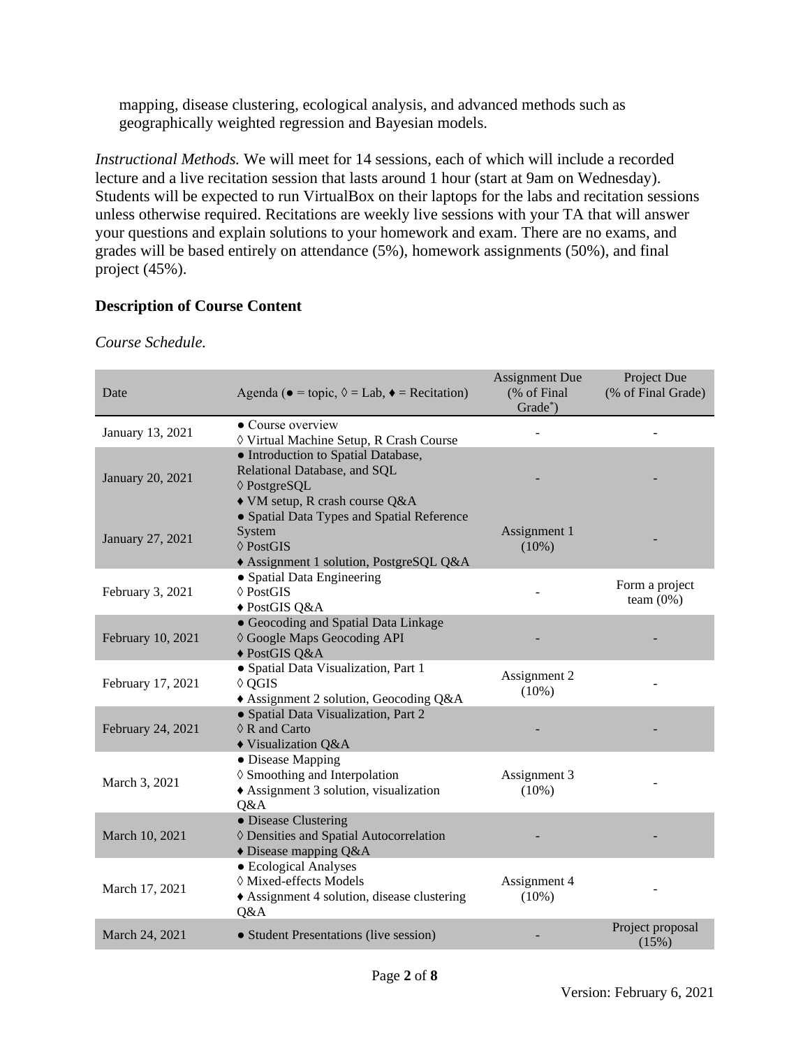mapping, disease clustering, ecological analysis, and advanced methods such as geographically weighted regression and Bayesian models.

*Instructional Methods.* We will meet for 14 sessions, each of which will include a recorded lecture and a live recitation session that lasts around 1 hour (start at 9am on Wednesday). Students will be expected to run VirtualBox on their laptops for the labs and recitation sessions unless otherwise required. Recitations are weekly live sessions with your TA that will answer your questions and explain solutions to your homework and exam. There are no exams, and grades will be based entirely on attendance (5%), homework assignments (50%), and final project (45%).

## Description of Course Content

*Course Schedule.*

| Date | Agenda (● = topic, ◊ = Lab, ♦ = Recitation) | Assignment Due (% of Final Grade*) | Project Due (% of Final Grade) |
|---|---|---|---|
| January 13, 2021 | ● Course overview<br>◊ Virtual Machine Setup, R Crash Course | - | - |
| January 20, 2021 | ● Introduction to Spatial Database, Relational Database, and SQL<br>◊ PostgreSQL<br>♦ VM setup, R crash course Q&A | - | - |
| January 27, 2021 | ● Spatial Data Types and Spatial Reference System<br>◊ PostGIS<br>♦ Assignment 1 solution, PostgreSQL Q&A | Assignment 1 (10%) | - |
| February 3, 2021 | ● Spatial Data Engineering<br>◊ PostGIS<br>♦ PostGIS Q&A | - | Form a project team (0%) |
| February 10, 2021 | ● Geocoding and Spatial Data Linkage<br>◊ Google Maps Geocoding API<br>♦ PostGIS Q&A | - | - |
| February 17, 2021 | ● Spatial Data Visualization, Part 1<br>◊ QGIS<br>♦ Assignment 2 solution, Geocoding Q&A | Assignment 2 (10%) | - |
| February 24, 2021 | ● Spatial Data Visualization, Part 2<br>◊ R and Carto<br>♦ Visualization Q&A | - | - |
| March 3, 2021 | ● Disease Mapping<br>◊ Smoothing and Interpolation<br>♦ Assignment 3 solution, visualization Q&A | Assignment 3 (10%) | - |
| March 10, 2021 | ● Disease Clustering<br>◊ Densities and Spatial Autocorrelation<br>♦ Disease mapping Q&A | - | - |
| March 17, 2021 | ● Ecological Analyses<br>◊ Mixed-effects Models<br>♦ Assignment 4 solution, disease clustering Q&A | Assignment 4 (10%) | - |
| March 24, 2021 | ● Student Presentations (live session) | - | Project proposal (15%) |

Version: February 6, 2021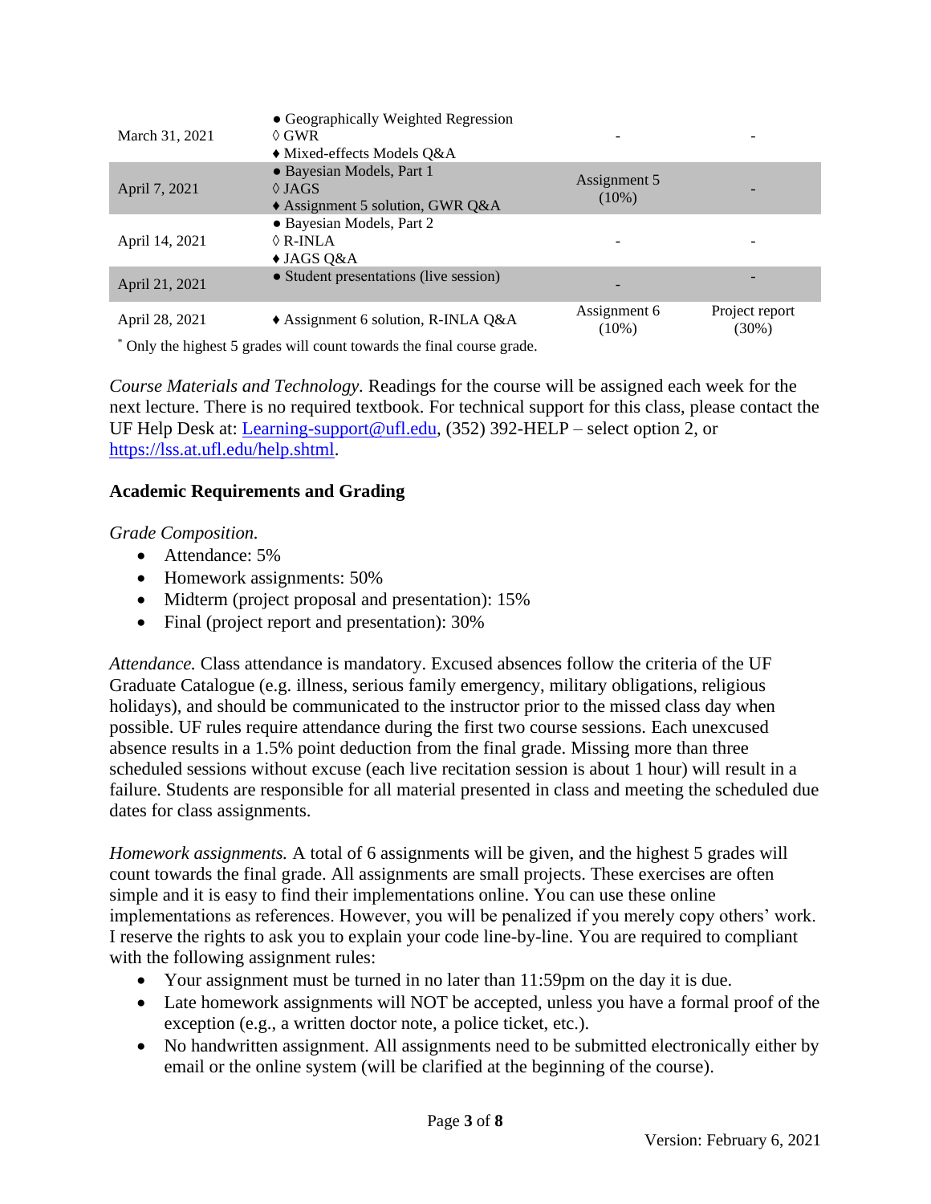| | | | |
|---|---|---|---|
| March 31, 2021 | ● Geographically Weighted Regression<br>◊ GWR<br>♦ Mixed-effects Models Q&A | - | - |
| April 7, 2021 | ● Bayesian Models, Part 1<br>◊ JAGS<br>♦ Assignment 5 solution, GWR Q&A | Assignment 5 (10%) | - |
| April 14, 2021 | ● Bayesian Models, Part 2<br>◊ R-INLA<br>♦ JAGS Q&A | - | - |
| April 21, 2021 | ● Student presentations (live session) | - | - |
| April 28, 2021 | ♦ Assignment 6 solution, R-INLA Q&A | Assignment 6 (10%) | Project report (30%) |

* Only the highest 5 grades will count towards the final course grade.

*Course Materials and Technology.* Readings for the course will be assigned each week for the next lecture. There is no required textbook. For technical support for this class, please contact the UF Help Desk at: Learning-support@ufl.edu, (352) 392-HELP – select option 2, or https://lss.at.ufl.edu/help.shtml.

### Academic Requirements and Grading

*Grade Composition.*

- Attendance: 5%
- Homework assignments: 50%
- Midterm (project proposal and presentation): 15%
- Final (project report and presentation): 30%

*Attendance.* Class attendance is mandatory. Excused absences follow the criteria of the UF Graduate Catalogue (e.g. illness, serious family emergency, military obligations, religious holidays), and should be communicated to the instructor prior to the missed class day when possible. UF rules require attendance during the first two course sessions. Each unexcused absence results in a 1.5% point deduction from the final grade. Missing more than three scheduled sessions without excuse (each live recitation session is about 1 hour) will result in a failure. Students are responsible for all material presented in class and meeting the scheduled due dates for class assignments.

*Homework assignments.* A total of 6 assignments will be given, and the highest 5 grades will count towards the final grade. All assignments are small projects. These exercises are often simple and it is easy to find their implementations online. You can use these online implementations as references. However, you will be penalized if you merely copy others' work. I reserve the rights to ask you to explain your code line-by-line. You are required to compliant with the following assignment rules:

- Your assignment must be turned in no later than 11:59pm on the day it is due.
- Late homework assignments will NOT be accepted, unless you have a formal proof of the exception (e.g., a written doctor note, a police ticket, etc.).
- No handwritten assignment. All assignments need to be submitted electronically either by email or the online system (will be clarified at the beginning of the course).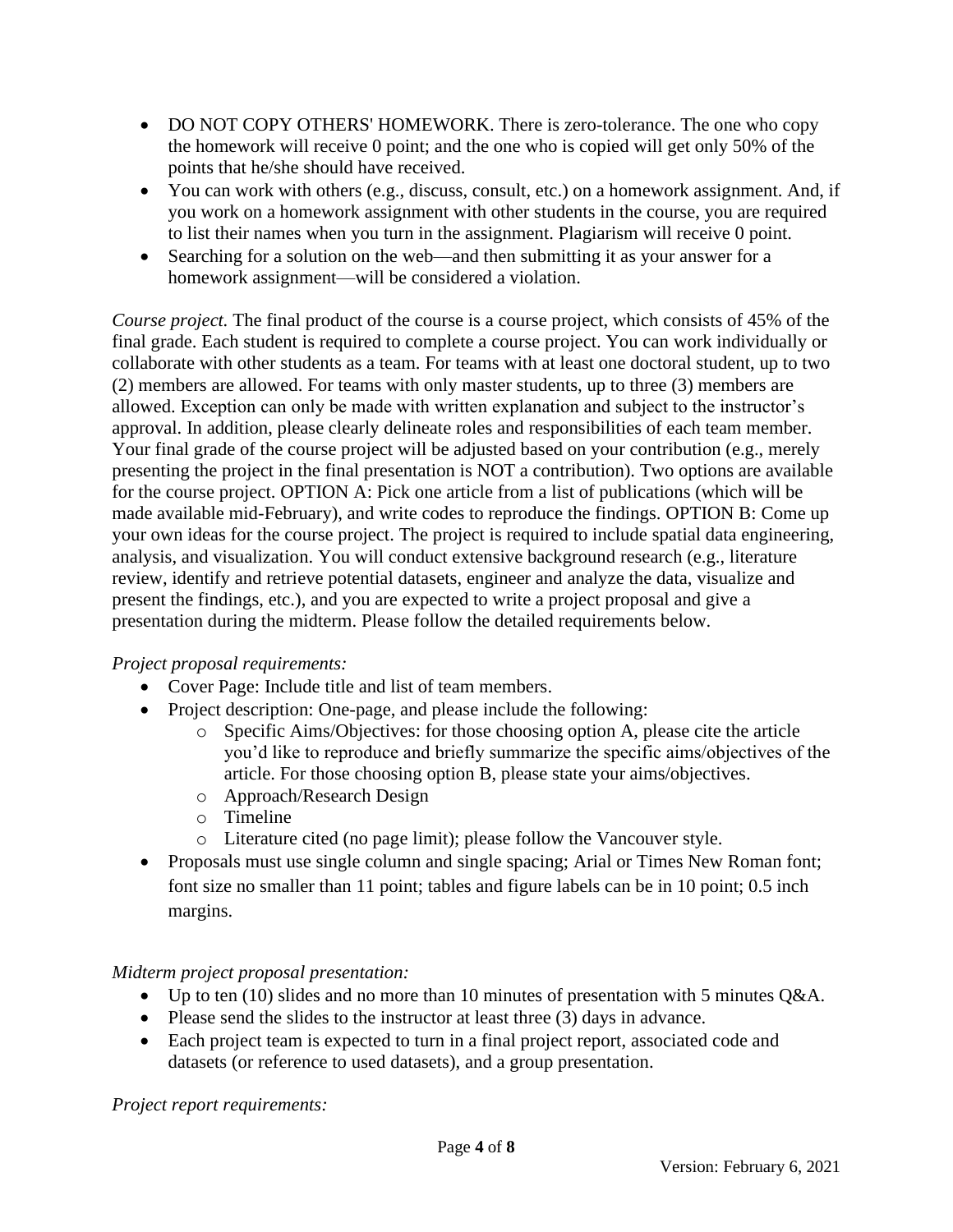- DO NOT COPY OTHERS' HOMEWORK. There is zero-tolerance. The one who copy the homework will receive 0 point; and the one who is copied will get only 50% of the points that he/she should have received.
- You can work with others (e.g., discuss, consult, etc.) on a homework assignment. And, if you work on a homework assignment with other students in the course, you are required to list their names when you turn in the assignment. Plagiarism will receive 0 point.
- Searching for a solution on the web—and then submitting it as your answer for a homework assignment—will be considered a violation.

*Course project.* The final product of the course is a course project, which consists of 45% of the final grade. Each student is required to complete a course project. You can work individually or collaborate with other students as a team. For teams with at least one doctoral student, up to two (2) members are allowed. For teams with only master students, up to three (3) members are allowed. Exception can only be made with written explanation and subject to the instructor's approval. In addition, please clearly delineate roles and responsibilities of each team member. Your final grade of the course project will be adjusted based on your contribution (e.g., merely presenting the project in the final presentation is NOT a contribution). Two options are available for the course project. OPTION A: Pick one article from a list of publications (which will be made available mid-February), and write codes to reproduce the findings. OPTION B: Come up your own ideas for the course project. The project is required to include spatial data engineering, analysis, and visualization. You will conduct extensive background research (e.g., literature review, identify and retrieve potential datasets, engineer and analyze the data, visualize and present the findings, etc.), and you are expected to write a project proposal and give a presentation during the midterm. Please follow the detailed requirements below.

*Project proposal requirements:*

- Cover Page: Include title and list of team members.
- Project description: One-page, and please include the following:
  - Specific Aims/Objectives: for those choosing option A, please cite the article you'd like to reproduce and briefly summarize the specific aims/objectives of the article. For those choosing option B, please state your aims/objectives.
  - Approach/Research Design
  - Timeline
  - Literature cited (no page limit); please follow the Vancouver style.
- Proposals must use single column and single spacing; Arial or Times New Roman font; font size no smaller than 11 point; tables and figure labels can be in 10 point; 0.5 inch margins.

*Midterm project proposal presentation:*

- Up to ten (10) slides and no more than 10 minutes of presentation with 5 minutes Q&A.
- Please send the slides to the instructor at least three (3) days in advance.
- Each project team is expected to turn in a final project report, associated code and datasets (or reference to used datasets), and a group presentation.

*Project report requirements:*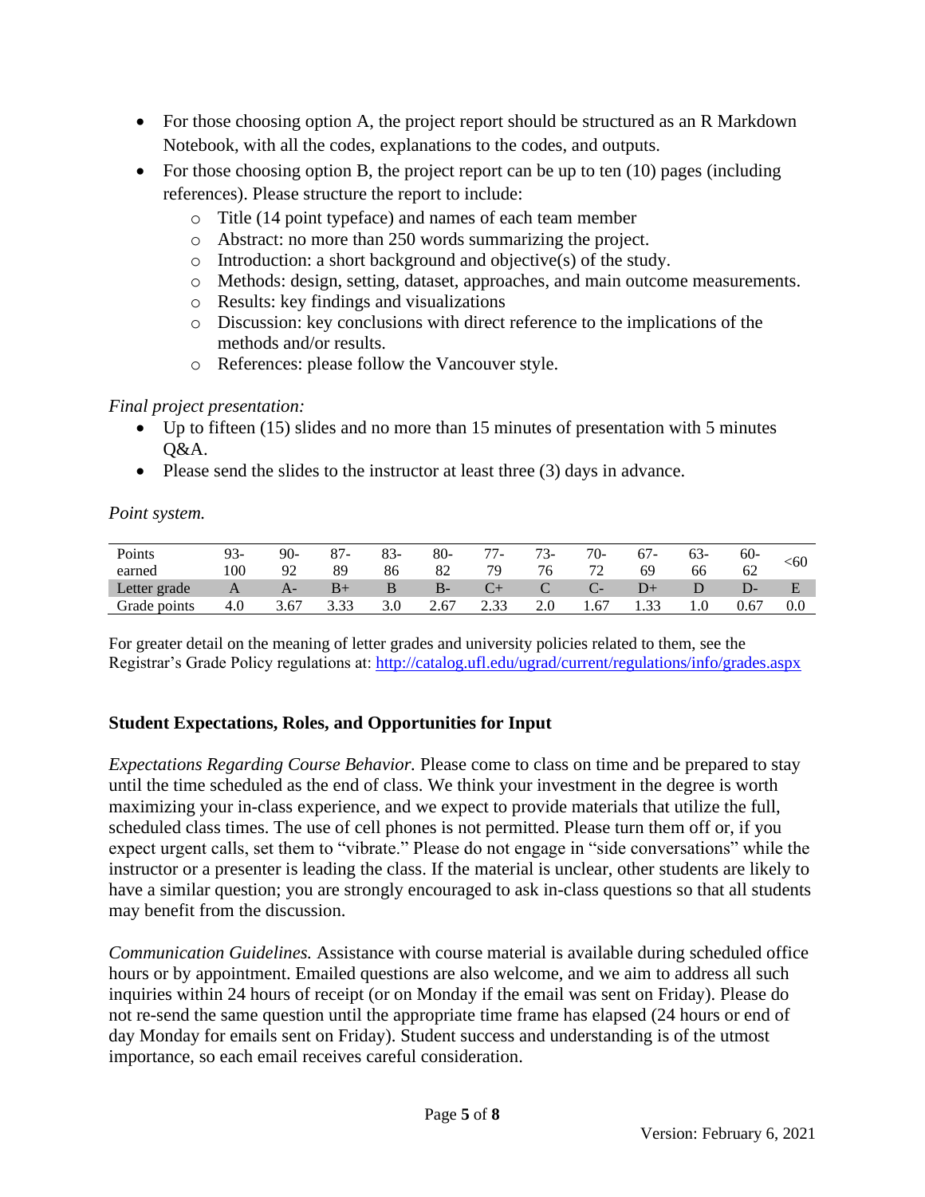- For those choosing option A, the project report should be structured as an R Markdown Notebook, with all the codes, explanations to the codes, and outputs.
- For those choosing option B, the project report can be up to ten (10) pages (including references). Please structure the report to include:
  - Title (14 point typeface) and names of each team member
  - Abstract: no more than 250 words summarizing the project.
  - Introduction: a short background and objective(s) of the study.
  - Methods: design, setting, dataset, approaches, and main outcome measurements.
  - Results: key findings and visualizations
  - Discussion: key conclusions with direct reference to the implications of the methods and/or results.
  - References: please follow the Vancouver style.

*Final project presentation:*

- Up to fifteen (15) slides and no more than 15 minutes of presentation with 5 minutes Q&A.
- Please send the slides to the instructor at least three (3) days in advance.

*Point system.*

| Points earned | 93-100 | 90-92 | 87-89 | 83-86 | 80-82 | 77-79 | 73-76 | 70-72 | 67-69 | 63-66 | 60-62 | <60 |
|---|---|---|---|---|---|---|---|---|---|---|---|---|
| Letter grade | A | A- | B+ | B | B- | C+ | C | C- | D+ | D | D- | E |
| Grade points | 4.0 | 3.67 | 3.33 | 3.0 | 2.67 | 2.33 | 2.0 | 1.67 | 1.33 | 1.0 | 0.67 | 0.0 |

For greater detail on the meaning of letter grades and university policies related to them, see the Registrar's Grade Policy regulations at: http://catalog.ufl.edu/ugrad/current/regulations/info/grades.aspx

## Student Expectations, Roles, and Opportunities for Input

*Expectations Regarding Course Behavior.* Please come to class on time and be prepared to stay until the time scheduled as the end of class. We think your investment in the degree is worth maximizing your in-class experience, and we expect to provide materials that utilize the full, scheduled class times. The use of cell phones is not permitted. Please turn them off or, if you expect urgent calls, set them to "vibrate." Please do not engage in "side conversations" while the instructor or a presenter is leading the class. If the material is unclear, other students are likely to have a similar question; you are strongly encouraged to ask in-class questions so that all students may benefit from the discussion.

*Communication Guidelines.* Assistance with course material is available during scheduled office hours or by appointment. Emailed questions are also welcome, and we aim to address all such inquiries within 24 hours of receipt (or on Monday if the email was sent on Friday). Please do not re-send the same question until the appropriate time frame has elapsed (24 hours or end of day Monday for emails sent on Friday). Student success and understanding is of the utmost importance, so each email receives careful consideration.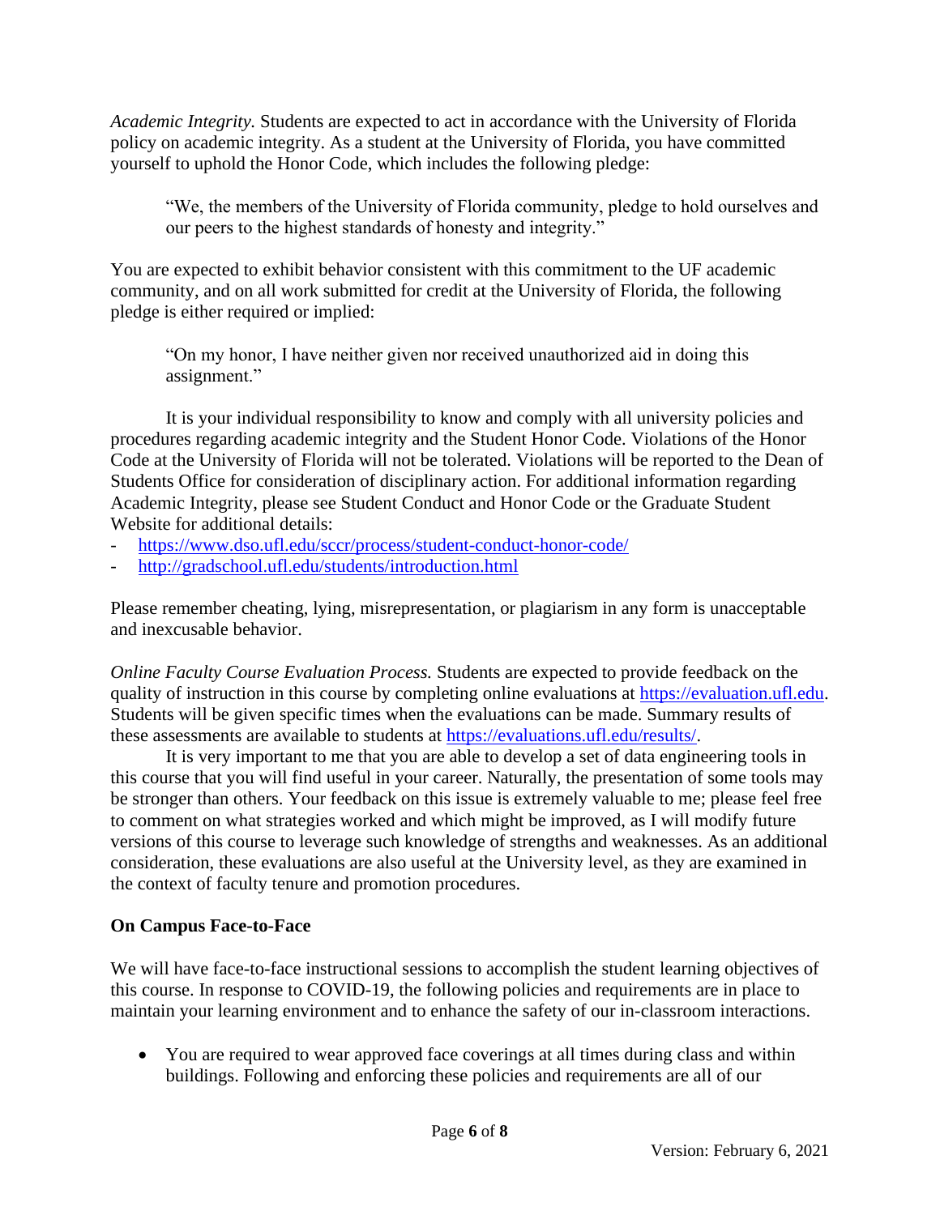*Academic Integrity.* Students are expected to act in accordance with the University of Florida policy on academic integrity. As a student at the University of Florida, you have committed yourself to uphold the Honor Code, which includes the following pledge:

> "We, the members of the University of Florida community, pledge to hold ourselves and our peers to the highest standards of honesty and integrity."

You are expected to exhibit behavior consistent with this commitment to the UF academic community, and on all work submitted for credit at the University of Florida, the following pledge is either required or implied:

> "On my honor, I have neither given nor received unauthorized aid in doing this assignment."

It is your individual responsibility to know and comply with all university policies and procedures regarding academic integrity and the Student Honor Code. Violations of the Honor Code at the University of Florida will not be tolerated. Violations will be reported to the Dean of Students Office for consideration of disciplinary action. For additional information regarding Academic Integrity, please see Student Conduct and Honor Code or the Graduate Student Website for additional details:

- https://www.dso.ufl.edu/sccr/process/student-conduct-honor-code/
- http://gradschool.ufl.edu/students/introduction.html

Please remember cheating, lying, misrepresentation, or plagiarism in any form is unacceptable and inexcusable behavior.

*Online Faculty Course Evaluation Process.* Students are expected to provide feedback on the quality of instruction in this course by completing online evaluations at https://evaluation.ufl.edu. Students will be given specific times when the evaluations can be made. Summary results of these assessments are available to students at https://evaluations.ufl.edu/results/.

It is very important to me that you are able to develop a set of data engineering tools in this course that you will find useful in your career. Naturally, the presentation of some tools may be stronger than others. Your feedback on this issue is extremely valuable to me; please feel free to comment on what strategies worked and which might be improved, as I will modify future versions of this course to leverage such knowledge of strengths and weaknesses. As an additional consideration, these evaluations are also useful at the University level, as they are examined in the context of faculty tenure and promotion procedures.

**On Campus Face-to-Face**

We will have face-to-face instructional sessions to accomplish the student learning objectives of this course. In response to COVID-19, the following policies and requirements are in place to maintain your learning environment and to enhance the safety of our in-classroom interactions.

- You are required to wear approved face coverings at all times during class and within buildings. Following and enforcing these policies and requirements are all of our

Version: February 6, 2021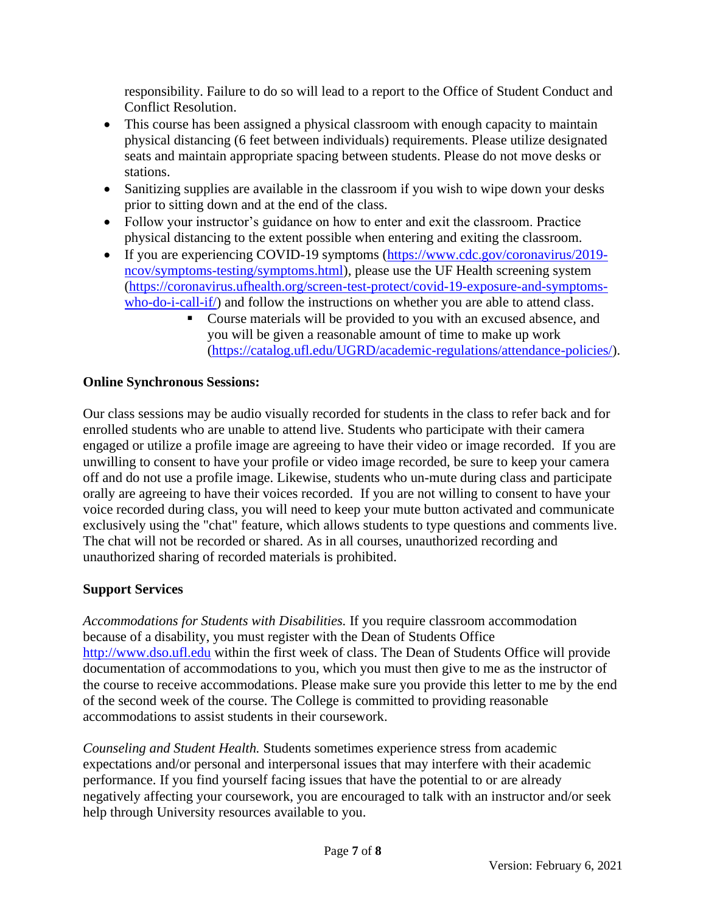responsibility. Failure to do so will lead to a report to the Office of Student Conduct and Conflict Resolution.

- This course has been assigned a physical classroom with enough capacity to maintain physical distancing (6 feet between individuals) requirements. Please utilize designated seats and maintain appropriate spacing between students. Please do not move desks or stations.
- Sanitizing supplies are available in the classroom if you wish to wipe down your desks prior to sitting down and at the end of the class.
- Follow your instructor's guidance on how to enter and exit the classroom. Practice physical distancing to the extent possible when entering and exiting the classroom.
- If you are experiencing COVID-19 symptoms (https://www.cdc.gov/coronavirus/2019-ncov/symptoms-testing/symptoms.html), please use the UF Health screening system (https://coronavirus.ufhealth.org/screen-test-protect/covid-19-exposure-and-symptoms-who-do-i-call-if/) and follow the instructions on whether you are able to attend class.
    - Course materials will be provided to you with an excused absence, and you will be given a reasonable amount of time to make up work (https://catalog.ufl.edu/UGRD/academic-regulations/attendance-policies/).

**Online Synchronous Sessions:**

Our class sessions may be audio visually recorded for students in the class to refer back and for enrolled students who are unable to attend live. Students who participate with their camera engaged or utilize a profile image are agreeing to have their video or image recorded. If you are unwilling to consent to have your profile or video image recorded, be sure to keep your camera off and do not use a profile image. Likewise, students who un-mute during class and participate orally are agreeing to have their voices recorded. If you are not willing to consent to have your voice recorded during class, you will need to keep your mute button activated and communicate exclusively using the "chat" feature, which allows students to type questions and comments live. The chat will not be recorded or shared. As in all courses, unauthorized recording and unauthorized sharing of recorded materials is prohibited.

**Support Services**

*Accommodations for Students with Disabilities.* If you require classroom accommodation because of a disability, you must register with the Dean of Students Office http://www.dso.ufl.edu within the first week of class. The Dean of Students Office will provide documentation of accommodations to you, which you must then give to me as the instructor of the course to receive accommodations. Please make sure you provide this letter to me by the end of the second week of the course. The College is committed to providing reasonable accommodations to assist students in their coursework.

*Counseling and Student Health.* Students sometimes experience stress from academic expectations and/or personal and interpersonal issues that may interfere with their academic performance. If you find yourself facing issues that have the potential to or are already negatively affecting your coursework, you are encouraged to talk with an instructor and/or seek help through University resources available to you.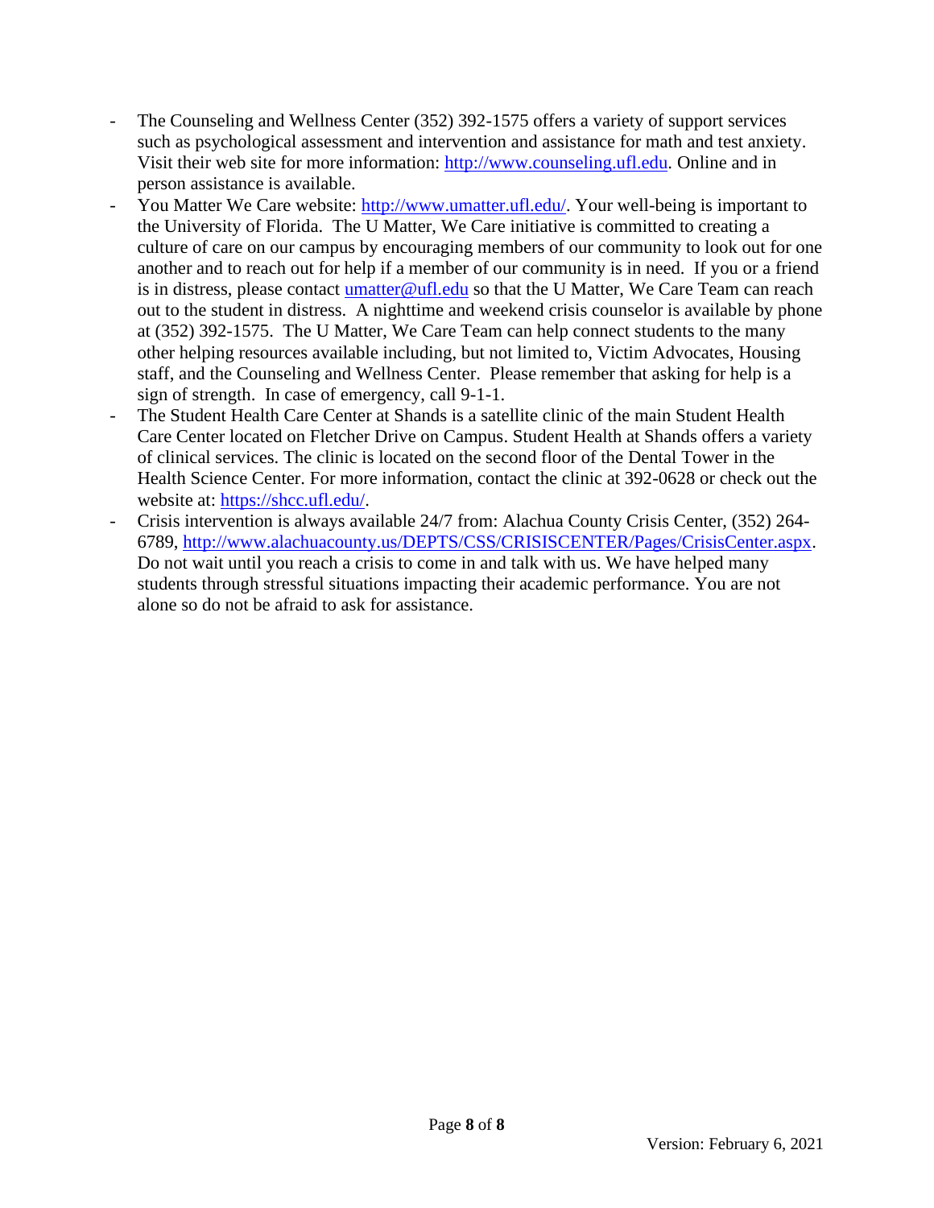- The Counseling and Wellness Center (352) 392-1575 offers a variety of support services such as psychological assessment and intervention and assistance for math and test anxiety. Visit their web site for more information: http://www.counseling.ufl.edu. Online and in person assistance is available.
- You Matter We Care website: http://www.umatter.ufl.edu/. Your well-being is important to the University of Florida. The U Matter, We Care initiative is committed to creating a culture of care on our campus by encouraging members of our community to look out for one another and to reach out for help if a member of our community is in need. If you or a friend is in distress, please contact umatter@ufl.edu so that the U Matter, We Care Team can reach out to the student in distress. A nighttime and weekend crisis counselor is available by phone at (352) 392-1575. The U Matter, We Care Team can help connect students to the many other helping resources available including, but not limited to, Victim Advocates, Housing staff, and the Counseling and Wellness Center. Please remember that asking for help is a sign of strength. In case of emergency, call 9-1-1.
- The Student Health Care Center at Shands is a satellite clinic of the main Student Health Care Center located on Fletcher Drive on Campus. Student Health at Shands offers a variety of clinical services. The clinic is located on the second floor of the Dental Tower in the Health Science Center. For more information, contact the clinic at 392-0628 or check out the website at: https://shcc.ufl.edu/.
- Crisis intervention is always available 24/7 from: Alachua County Crisis Center, (352) 264-6789, http://www.alachuacounty.us/DEPTS/CSS/CRISISCENTER/Pages/CrisisCenter.aspx. Do not wait until you reach a crisis to come in and talk with us. We have helped many students through stressful situations impacting their academic performance. You are not alone so do not be afraid to ask for assistance.

Version: February 6, 2021